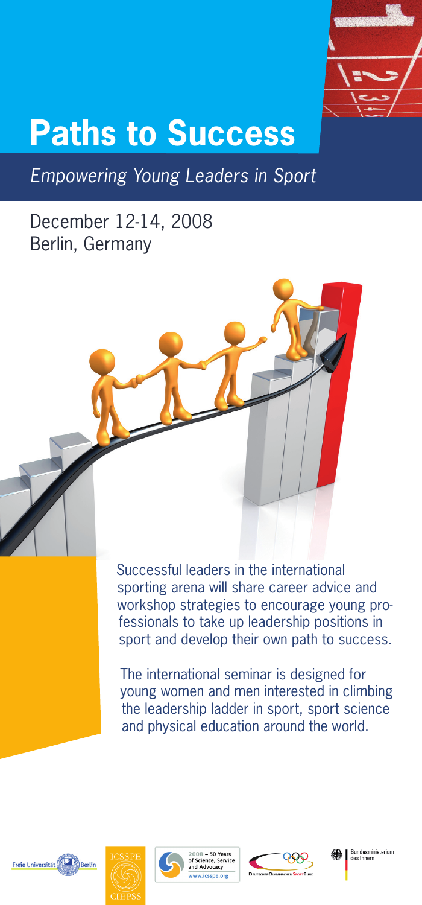# Paths to Success

*Empowering Young Leaders in Sport*

December 12-14, 2008
Berlin, Germany

Successful leaders in the international sporting arena will share career advice and workshop strategies to encourage young professionals to take up leadership positions in sport and develop their own path to success.

The international seminar is designed for young women and men interested in climbing the leadership ladder in sport, sport science and physical education around the world.

Freie Universität Berlin

ICSSPE CIEPSS

2008 – 50 Years of Science, Service and Advocacy
www.icsspe.org

Deutscher Olympischer SportBund

Bundesministerium des Innern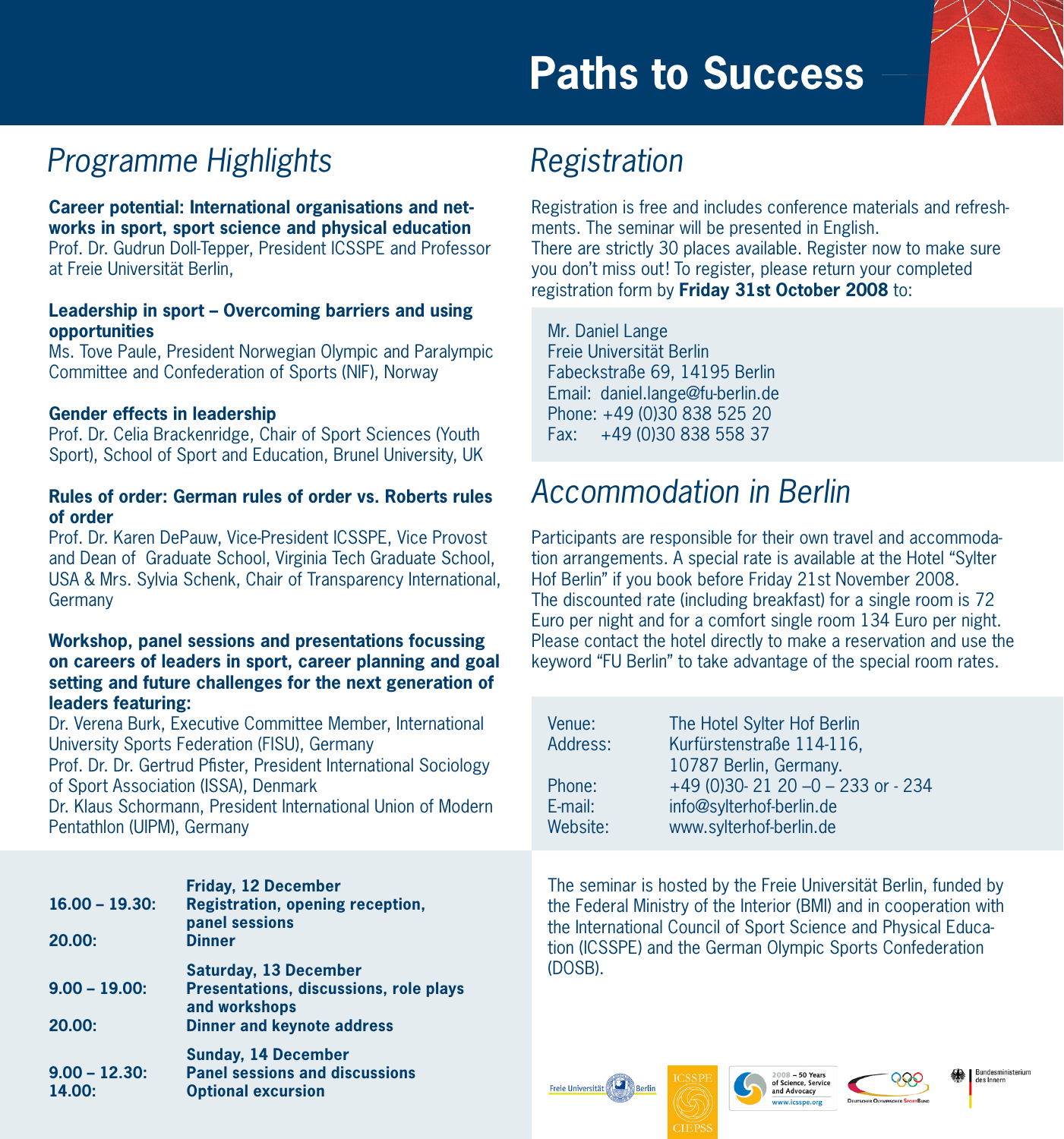# Paths to Success

## Programme Highlights

**Career potential: International organisations and networks in sport, sport science and physical education**
Prof. Dr. Gudrun Doll-Tepper, President ICSSPE and Professor at Freie Universität Berlin,

**Leadership in sport – Overcoming barriers and using opportunities**
Ms. Tove Paule, President Norwegian Olympic and Paralympic Committee and Confederation of Sports (NIF), Norway

**Gender effects in leadership**
Prof. Dr. Celia Brackenridge, Chair of Sport Sciences (Youth Sport), School of Sport and Education, Brunel University, UK

**Rules of order: German rules of order vs. Roberts rules of order**
Prof. Dr. Karen DePauw, Vice-President ICSSPE, Vice Provost and Dean of Graduate School, Virginia Tech Graduate School, USA & Mrs. Sylvia Schenk, Chair of Transparency International, Germany

**Workshop, panel sessions and presentations focussing on careers of leaders in sport, career planning and goal setting and future challenges for the next generation of leaders featuring:**
Dr. Verena Burk, Executive Committee Member, International University Sports Federation (FISU), Germany
Prof. Dr. Dr. Gertrud Pfister, President International Sociology of Sport Association (ISSA), Denmark
Dr. Klaus Schormann, President International Union of Modern Pentathlon (UIPM), Germany

| | |
|---|---|
| | **Friday, 12 December** |
| **16.00 – 19.30:** | **Registration, opening reception, panel sessions** |
| **20.00:** | **Dinner** |
| | **Saturday, 13 December** |
| **9.00 – 19.00:** | **Presentations, discussions, role plays and workshops** |
| **20.00:** | **Dinner and keynote address** |
| | **Sunday, 14 December** |
| **9.00 – 12.30:** | **Panel sessions and discussions** |
| **14.00:** | **Optional excursion** |

## Registration

Registration is free and includes conference materials and refreshments. The seminar will be presented in English.
There are strictly 30 places available. Register now to make sure you don't miss out! To register, please return your completed registration form by **Friday 31st October 2008** to:

Mr. Daniel Lange
Freie Universität Berlin
Fabeckstraße 69, 14195 Berlin
Email: daniel.lange@fu-berlin.de
Phone: +49 (0)30 838 525 20
Fax: +49 (0)30 838 558 37

## Accommodation in Berlin

Participants are responsible for their own travel and accommodation arrangements. A special rate is available at the Hotel "Sylter Hof Berlin" if you book before Friday 21st November 2008.
The discounted rate (including breakfast) for a single room is 72 Euro per night and for a comfort single room 134 Euro per night. Please contact the hotel directly to make a reservation and use the keyword "FU Berlin" to take advantage of the special room rates.

| | |
|---|---|
| Venue: | The Hotel Sylter Hof Berlin |
| Address: | Kurfürstenstraße 114-116, 10787 Berlin, Germany. |
| Phone: | +49 (0)30- 21 20 –0 – 233 or - 234 |
| E-mail: | info@sylterhof-berlin.de |
| Website: | www.sylterhof-berlin.de |

The seminar is hosted by the Freie Universität Berlin, funded by the Federal Ministry of the Interior (BMI) and in cooperation with the International Council of Sport Science and Physical Education (ICSSPE) and the German Olympic Sports Confederation (DOSB).